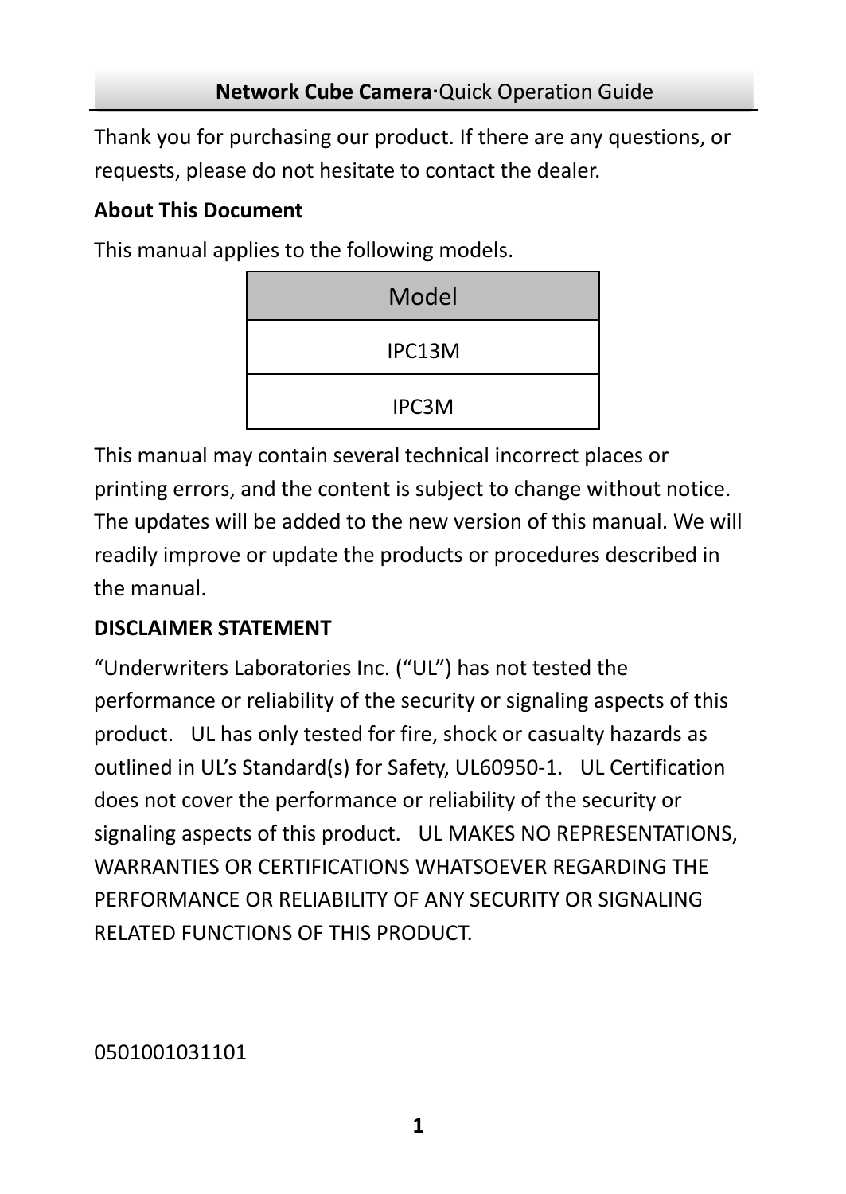Thank you for purchasing our product. If there are any questions, or requests, please do not hesitate to contact the dealer.

**About This Document**

This manual applies to the following models.

| Model |
| --- |
| IPC13M |
| IPC3M |

This manual may contain several technical incorrect places or printing errors, and the content is subject to change without notice. The updates will be added to the new version of this manual. We will readily improve or update the products or procedures described in the manual.

**DISCLAIMER STATEMENT**

"Underwriters Laboratories Inc. ("UL") has not tested the performance or reliability of the security or signaling aspects of this product. UL has only tested for fire, shock or casualty hazards as outlined in UL's Standard(s) for Safety, UL60950-1. UL Certification does not cover the performance or reliability of the security or signaling aspects of this product. UL MAKES NO REPRESENTATIONS, WARRANTIES OR CERTIFICATIONS WHATSOEVER REGARDING THE PERFORMANCE OR RELIABILITY OF ANY SECURITY OR SIGNALING RELATED FUNCTIONS OF THIS PRODUCT.

0501001031101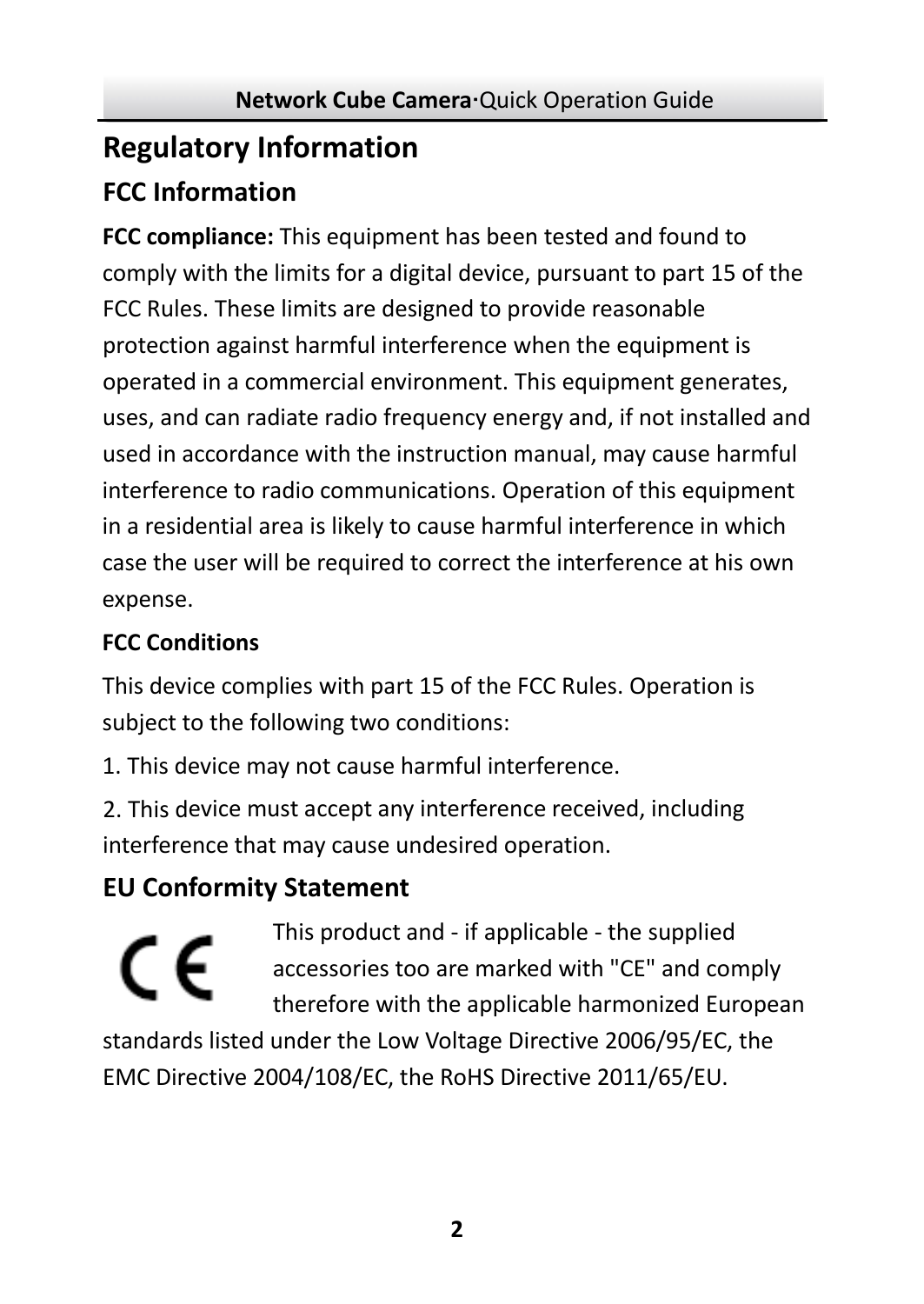# Regulatory Information

## FCC Information

**FCC compliance:** This equipment has been tested and found to comply with the limits for a digital device, pursuant to part 15 of the FCC Rules. These limits are designed to provide reasonable protection against harmful interference when the equipment is operated in a commercial environment. This equipment generates, uses, and can radiate radio frequency energy and, if not installed and used in accordance with the instruction manual, may cause harmful interference to radio communications. Operation of this equipment in a residential area is likely to cause harmful interference in which case the user will be required to correct the interference at his own expense.

### FCC Conditions

This device complies with part 15 of the FCC Rules. Operation is subject to the following two conditions:

1. This device may not cause harmful interference.

2. This device must accept any interference received, including interference that may cause undesired operation.

## EU Conformity Statement

This product and - if applicable - the supplied accessories too are marked with "CE" and comply therefore with the applicable harmonized European standards listed under the Low Voltage Directive 2006/95/EC, the EMC Directive 2004/108/EC, the RoHS Directive 2011/65/EU.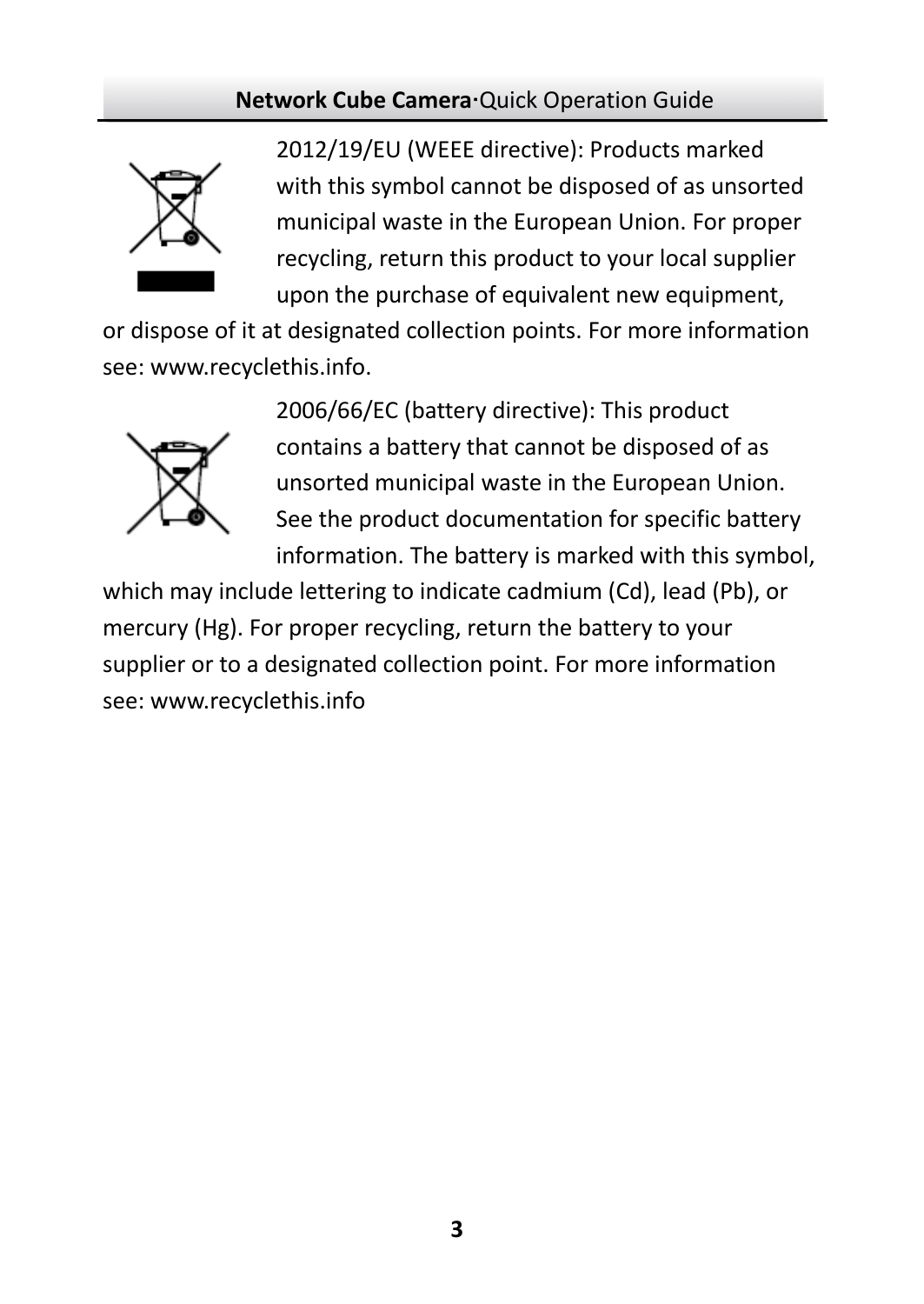2012/19/EU (WEEE directive): Products marked with this symbol cannot be disposed of as unsorted municipal waste in the European Union. For proper recycling, return this product to your local supplier upon the purchase of equivalent new equipment, or dispose of it at designated collection points. For more information see: www.recyclethis.info.

2006/66/EC (battery directive): This product contains a battery that cannot be disposed of as unsorted municipal waste in the European Union. See the product documentation for specific battery information. The battery is marked with this symbol, which may include lettering to indicate cadmium (Cd), lead (Pb), or mercury (Hg). For proper recycling, return the battery to your supplier or to a designated collection point. For more information see: www.recyclethis.info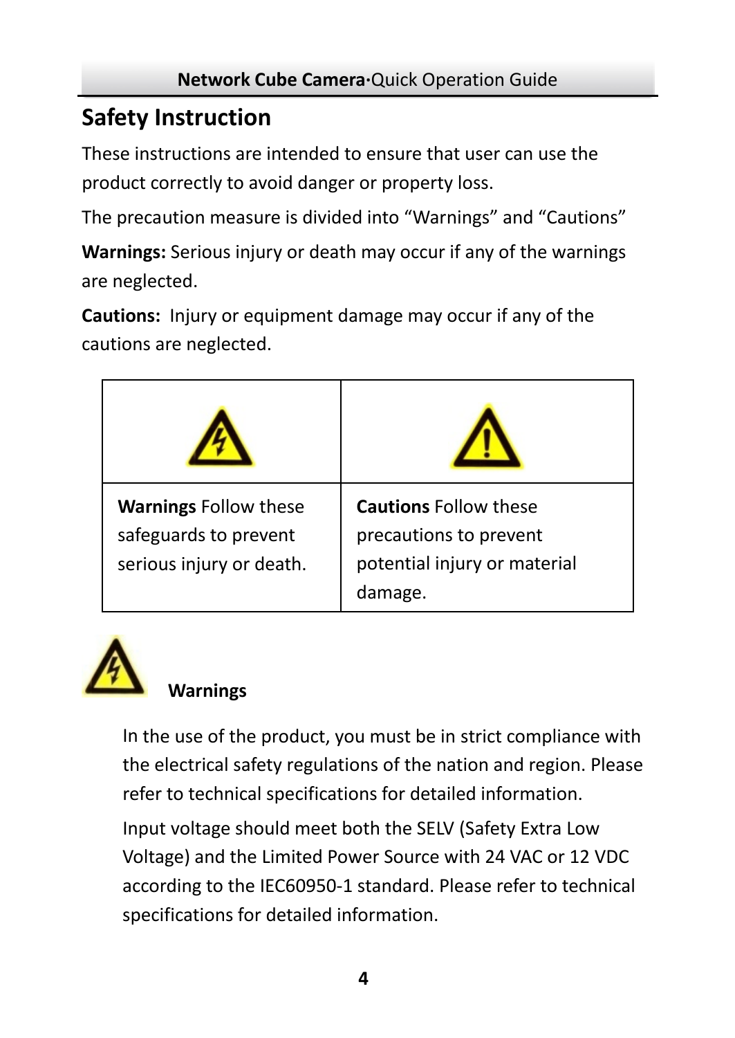# Safety Instruction

These instructions are intended to ensure that user can use the product correctly to avoid danger or property loss.

The precaution measure is divided into “Warnings” and “Cautions”

**Warnings:** Serious injury or death may occur if any of the warnings are neglected.

**Cautions:** Injury or equipment damage may occur if any of the cautions are neglected.

| | |
|---|---|
| **Warnings** Follow these safeguards to prevent serious injury or death. | **Cautions** Follow these precautions to prevent potential injury or material damage. |

### Warnings

In the use of the product, you must be in strict compliance with the electrical safety regulations of the nation and region. Please refer to technical specifications for detailed information.

Input voltage should meet both the SELV (Safety Extra Low Voltage) and the Limited Power Source with 24 VAC or 12 VDC according to the IEC60950-1 standard. Please refer to technical specifications for detailed information.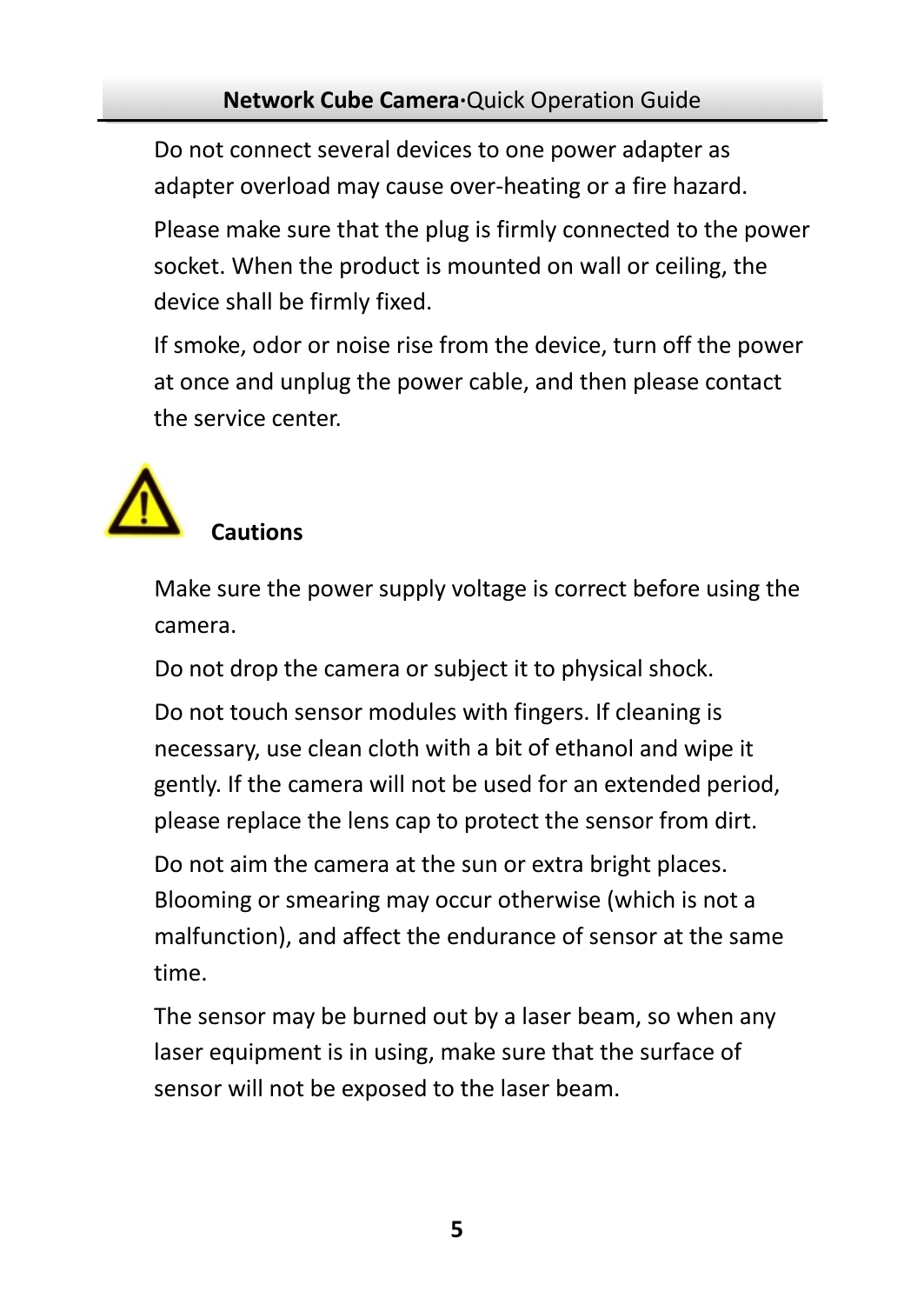Do not connect several devices to one power adapter as adapter overload may cause over-heating or a fire hazard.

Please make sure that the plug is firmly connected to the power socket. When the product is mounted on wall or ceiling, the device shall be firmly fixed.

If smoke, odor or noise rise from the device, turn off the power at once and unplug the power cable, and then please contact the service center.

## Cautions

Make sure the power supply voltage is correct before using the camera.

Do not drop the camera or subject it to physical shock.

Do not touch sensor modules with fingers. If cleaning is necessary, use clean cloth with a bit of ethanol and wipe it gently. If the camera will not be used for an extended period, please replace the lens cap to protect the sensor from dirt.

Do not aim the camera at the sun or extra bright places. Blooming or smearing may occur otherwise (which is not a malfunction), and affect the endurance of sensor at the same time.

The sensor may be burned out by a laser beam, so when any laser equipment is in using, make sure that the surface of sensor will not be exposed to the laser beam.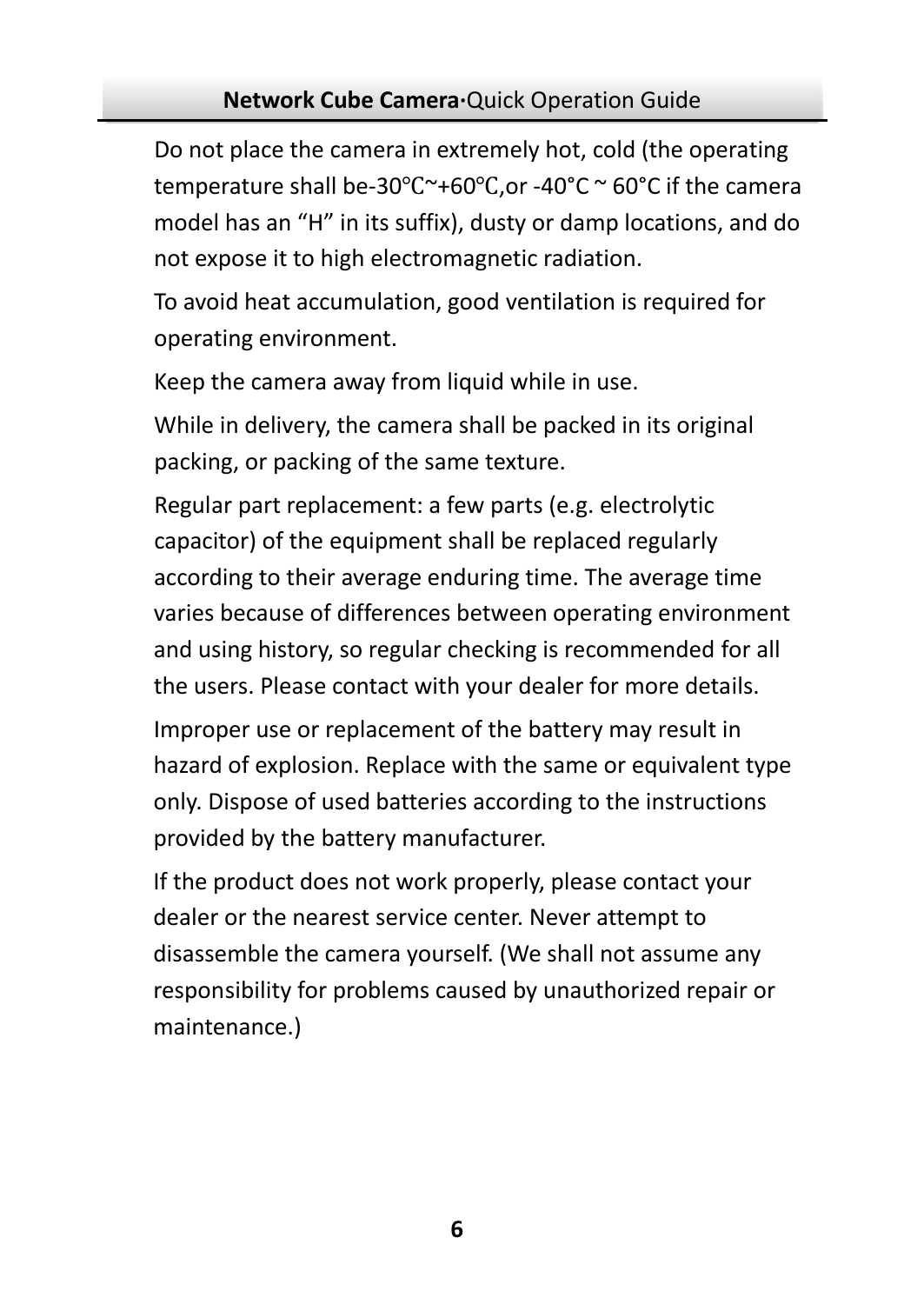Do not place the camera in extremely hot, cold (the operating temperature shall be-30℃~+60℃,or -40°C ~ 60°C if the camera model has an “H” in its suffix), dusty or damp locations, and do not expose it to high electromagnetic radiation.

To avoid heat accumulation, good ventilation is required for operating environment.

Keep the camera away from liquid while in use.

While in delivery, the camera shall be packed in its original packing, or packing of the same texture.

Regular part replacement: a few parts (e.g. electrolytic capacitor) of the equipment shall be replaced regularly according to their average enduring time. The average time varies because of differences between operating environment and using history, so regular checking is recommended for all the users. Please contact with your dealer for more details.

Improper use or replacement of the battery may result in hazard of explosion. Replace with the same or equivalent type only. Dispose of used batteries according to the instructions provided by the battery manufacturer.

If the product does not work properly, please contact your dealer or the nearest service center. Never attempt to disassemble the camera yourself. (We shall not assume any responsibility for problems caused by unauthorized repair or maintenance.)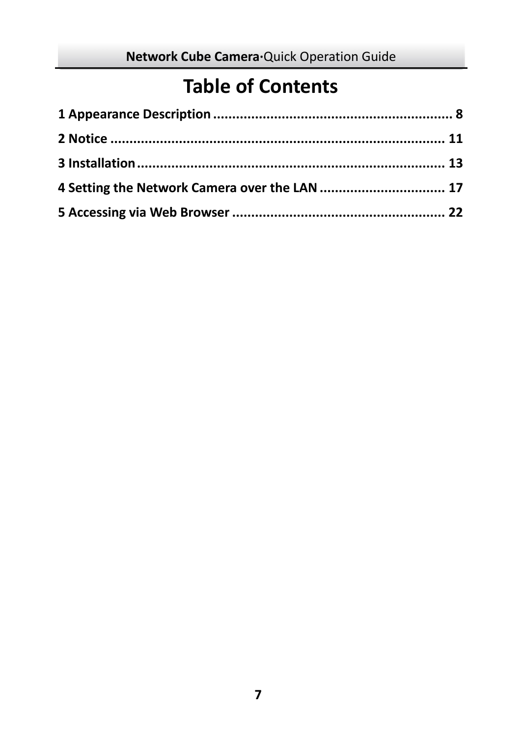# Table of Contents

**1 Appearance Description ................................................................ 8**

**2 Notice ......................................................................................... 11**

**3 Installation ................................................................................. 13**

**4 Setting the Network Camera over the LAN ................................. 17**

**5 Accessing via Web Browser ........................................................ 22**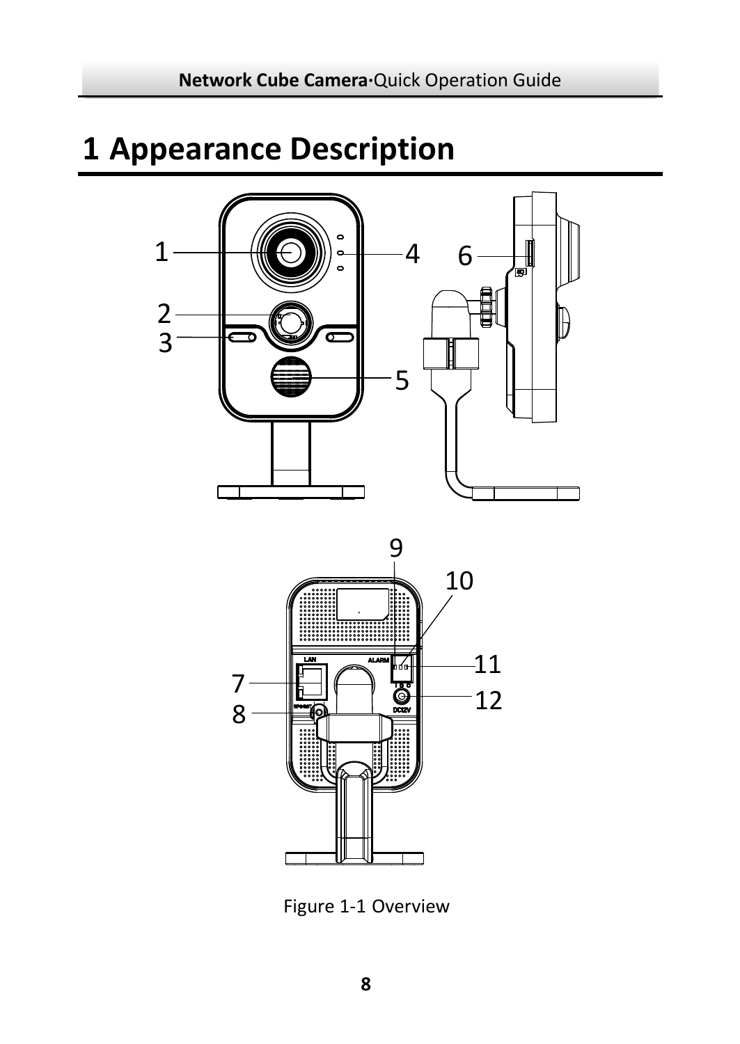# 1 Appearance Description

Figure 1-1 Overview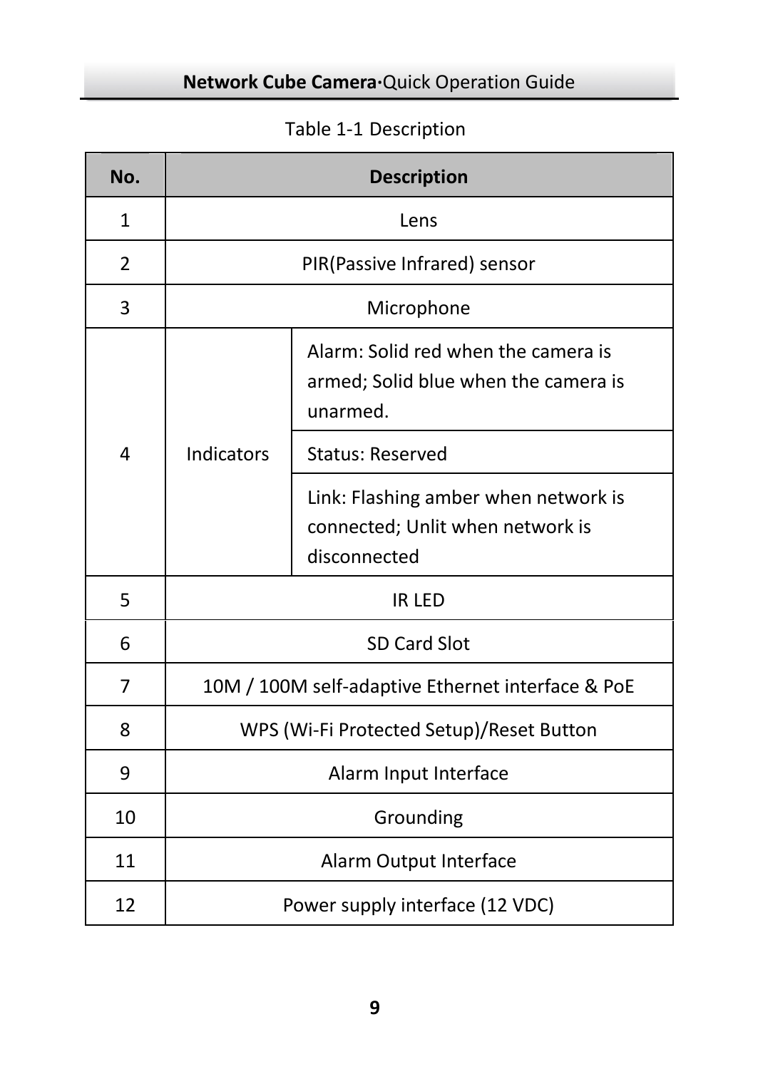Table 1-1 Description

| No. | Description | |
|---|---|---|
| 1 | Lens | |
| 2 | PIR(Passive Infrared) sensor | |
| 3 | Microphone | |
| 4 | Indicators | Alarm: Solid red when the camera is armed; Solid blue when the camera is unarmed. |
| | | Status: Reserved |
| | | Link: Flashing amber when network is connected; Unlit when network is disconnected |
| 5 | IR LED | |
| 6 | SD Card Slot | |
| 7 | 10M / 100M self-adaptive Ethernet interface & PoE | |
| 8 | WPS (Wi-Fi Protected Setup)/Reset Button | |
| 9 | Alarm Input Interface | |
| 10 | Grounding | |
| 11 | Alarm Output Interface | |
| 12 | Power supply interface (12 VDC) | |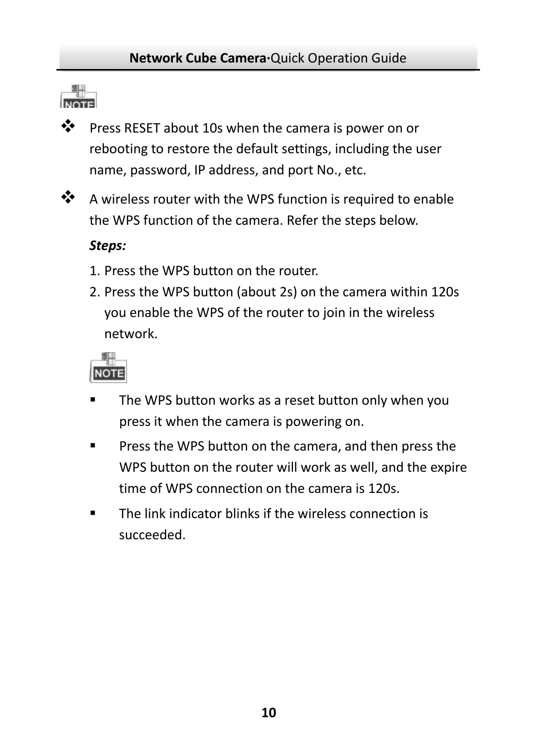**NOTE**

- Press RESET about 10s when the camera is power on or rebooting to restore the default settings, including the user name, password, IP address, and port No., etc.
- A wireless router with the WPS function is required to enable the WPS function of the camera. Refer the steps below.

  ***Steps:***

  1. Press the WPS button on the router.
  2. Press the WPS button (about 2s) on the camera within 120s you enable the WPS of the router to join in the wireless network.

  **NOTE**

  - The WPS button works as a reset button only when you press it when the camera is powering on.
  - Press the WPS button on the camera, and then press the WPS button on the router will work as well, and the expire time of WPS connection on the camera is 120s.
  - The link indicator blinks if the wireless connection is succeeded.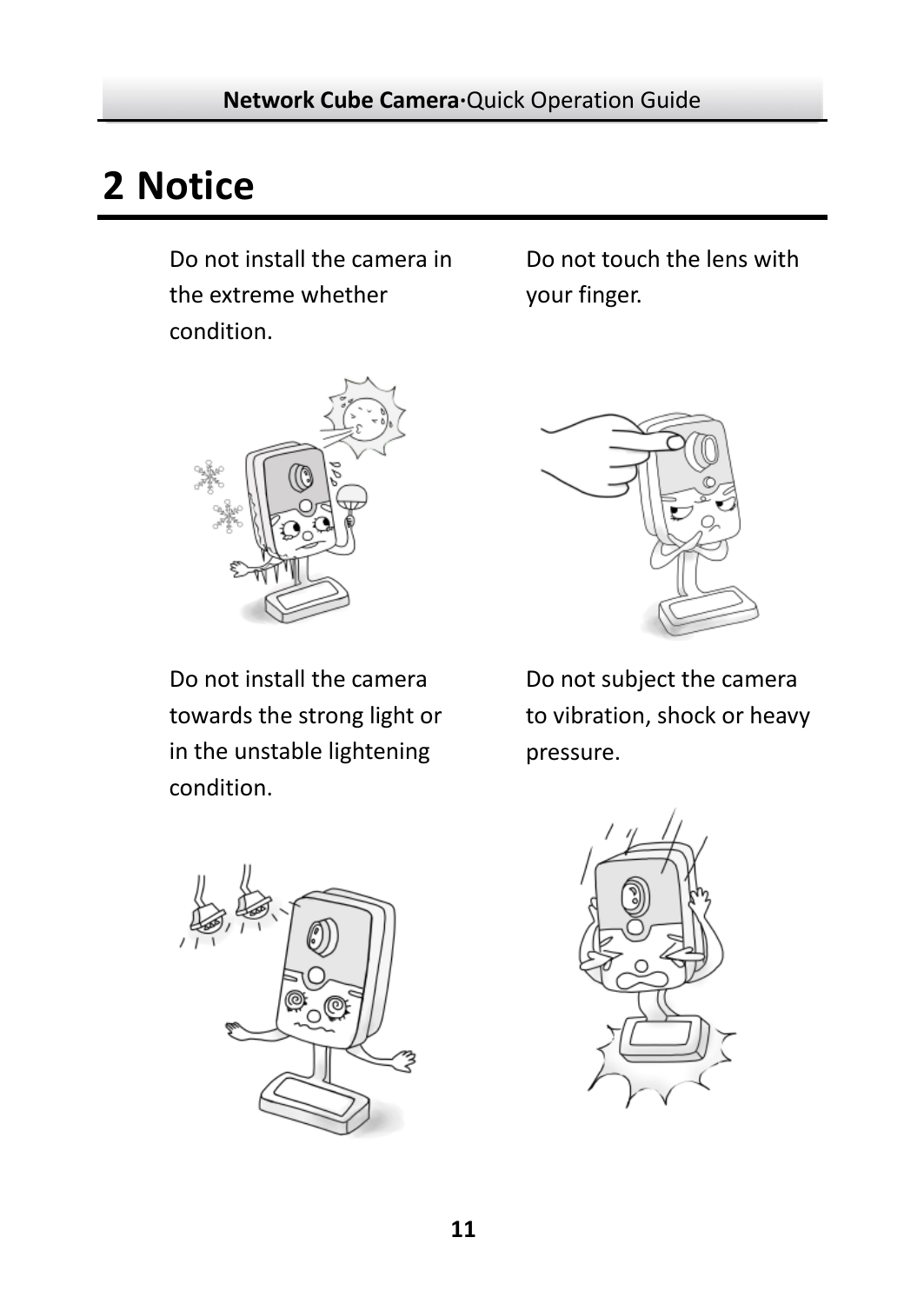# 2 Notice

Do not install the camera in the extreme whether condition.

Do not touch the lens with your finger.

Do not install the camera towards the strong light or in the unstable lightening condition.

Do not subject the camera to vibration, shock or heavy pressure.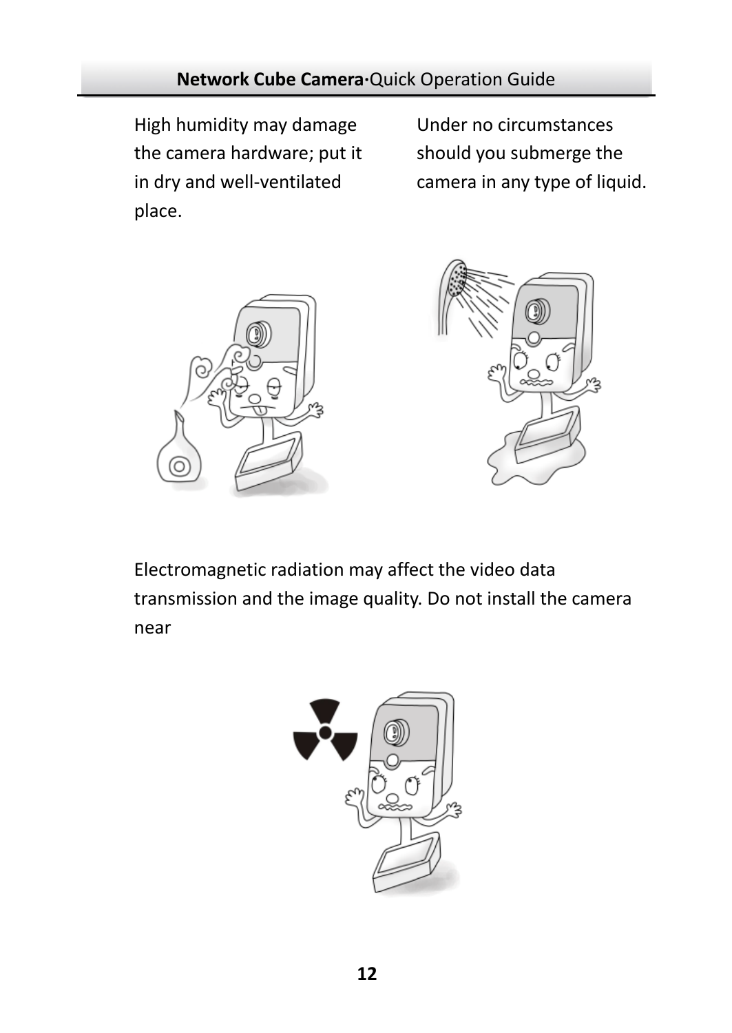High humidity may damage the camera hardware; put it in dry and well-ventilated place.

Under no circumstances should you submerge the camera in any type of liquid.

Electromagnetic radiation may affect the video data transmission and the image quality. Do not install the camera near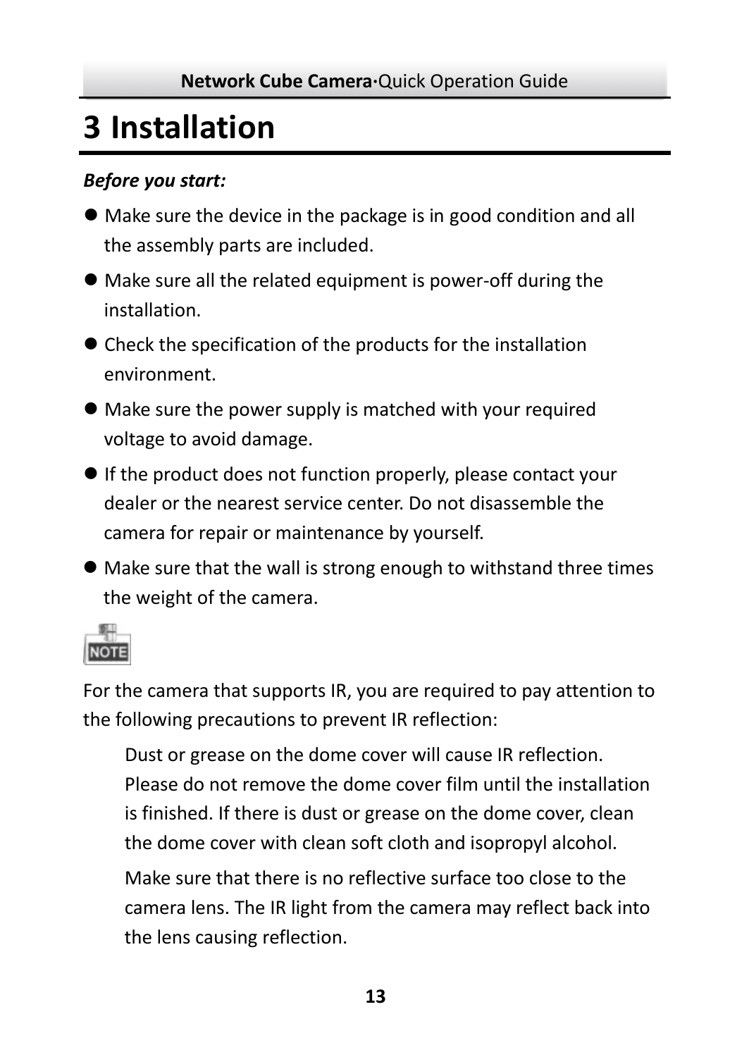# 3 Installation

***Before you start:***

- Make sure the device in the package is in good condition and all the assembly parts are included.
- Make sure all the related equipment is power-off during the installation.
- Check the specification of the products for the installation environment.
- Make sure the power supply is matched with your required voltage to avoid damage.
- If the product does not function properly, please contact your dealer or the nearest service center. Do not disassemble the camera for repair or maintenance by yourself.
- Make sure that the wall is strong enough to withstand three times the weight of the camera.

NOTE

For the camera that supports IR, you are required to pay attention to the following precautions to prevent IR reflection:

Dust or grease on the dome cover will cause IR reflection. Please do not remove the dome cover film until the installation is finished. If there is dust or grease on the dome cover, clean the dome cover with clean soft cloth and isopropyl alcohol.

Make sure that there is no reflective surface too close to the camera lens. The IR light from the camera may reflect back into the lens causing reflection.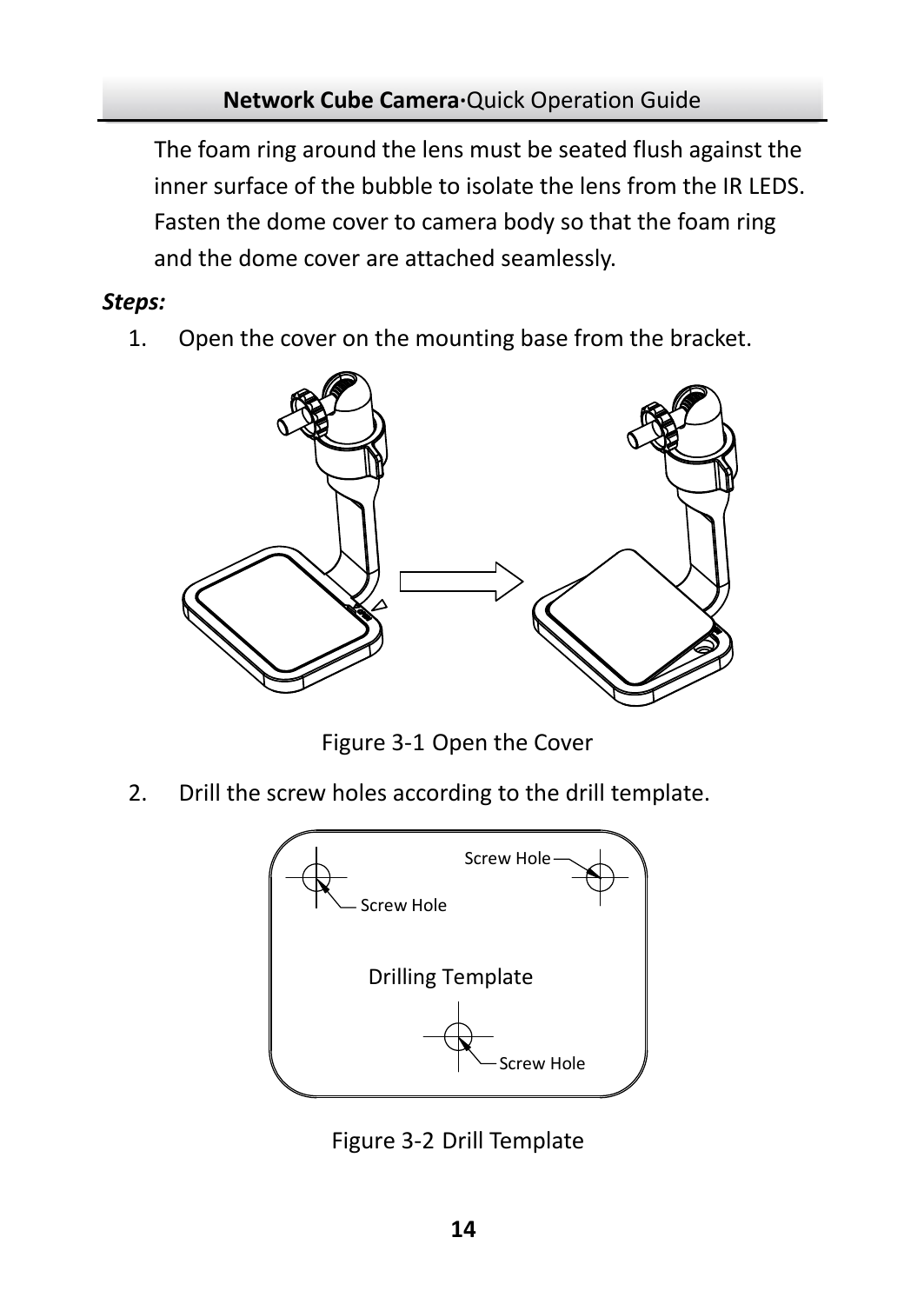The foam ring around the lens must be seated flush against the inner surface of the bubble to isolate the lens from the IR LEDS. Fasten the dome cover to camera body so that the foam ring and the dome cover are attached seamlessly.

***Steps:***

1. Open the cover on the mounting base from the bracket.

Figure 3-1 Open the Cover

2. Drill the screw holes according to the drill template.

Figure 3-2 Drill Template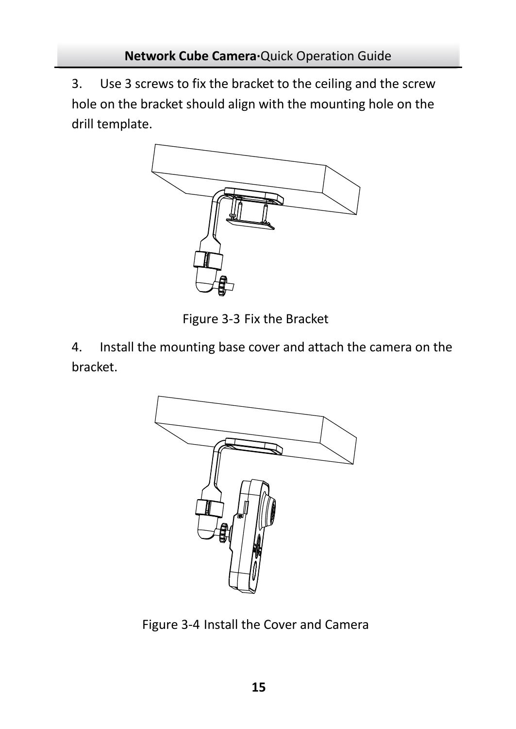3. Use 3 screws to fix the bracket to the ceiling and the screw hole on the bracket should align with the mounting hole on the drill template.

Figure 3-3 Fix the Bracket

4. Install the mounting base cover and attach the camera on the bracket.

Figure 3-4 Install the Cover and Camera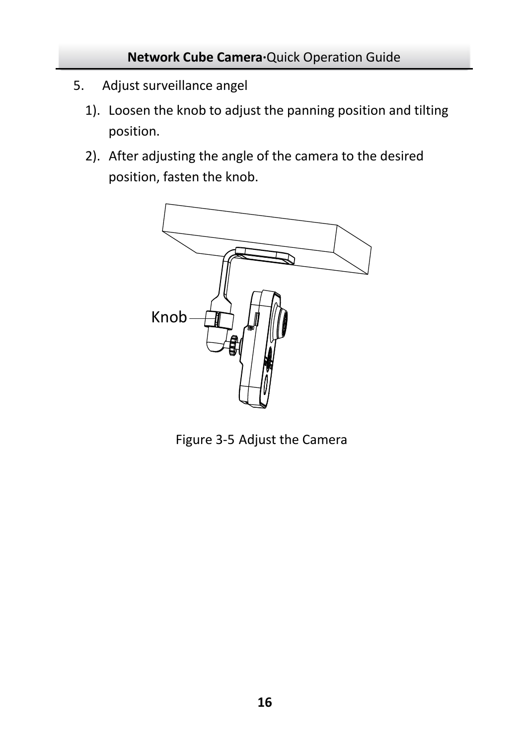5. Adjust surveillance angel

   1). Loosen the knob to adjust the panning position and tilting position.

   2). After adjusting the angle of the camera to the desired position, fasten the knob.

Knob

Figure 3-5 Adjust the Camera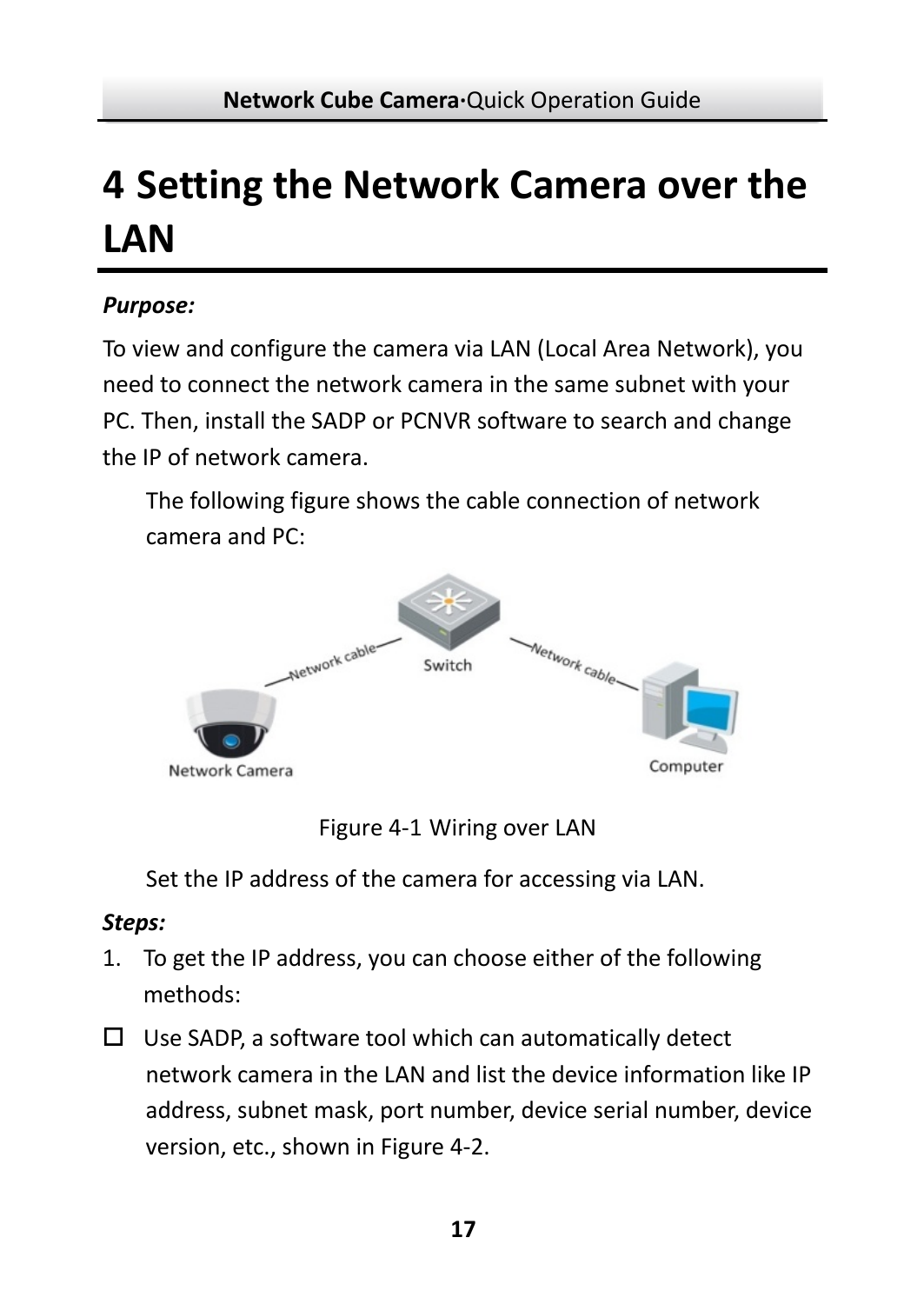# 4 Setting the Network Camera over the LAN

***Purpose:***

To view and configure the camera via LAN (Local Area Network), you need to connect the network camera in the same subnet with your PC. Then, install the SADP or PCNVR software to search and change the IP of network camera.

The following figure shows the cable connection of network camera and PC:

Figure 4-1 Wiring over LAN

Set the IP address of the camera for accessing via LAN.

***Steps:***

1. To get the IP address, you can choose either of the following methods:

- Use SADP, a software tool which can automatically detect network camera in the LAN and list the device information like IP address, subnet mask, port number, device serial number, device version, etc., shown in Figure 4-2.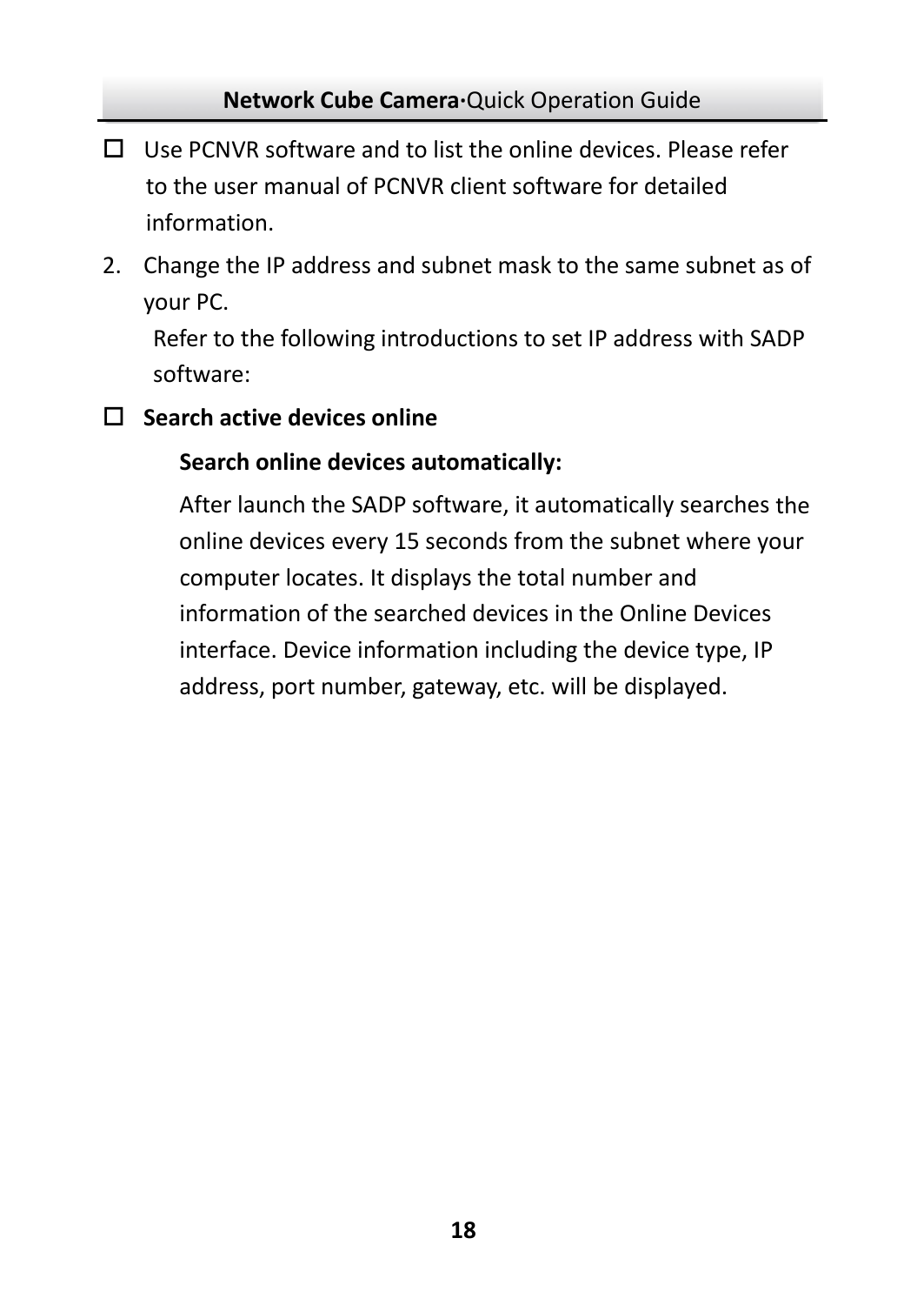- ☐ Use PCNVR software and to list the online devices. Please refer to the user manual of PCNVR client software for detailed information.

2. Change the IP address and subnet mask to the same subnet as of your PC.

   Refer to the following introductions to set IP address with SADP software:

- ☐ **Search active devices online**

  **Search online devices automatically:**

  After launch the SADP software, it automatically searches the online devices every 15 seconds from the subnet where your computer locates. It displays the total number and information of the searched devices in the Online Devices interface. Device information including the device type, IP address, port number, gateway, etc. will be displayed.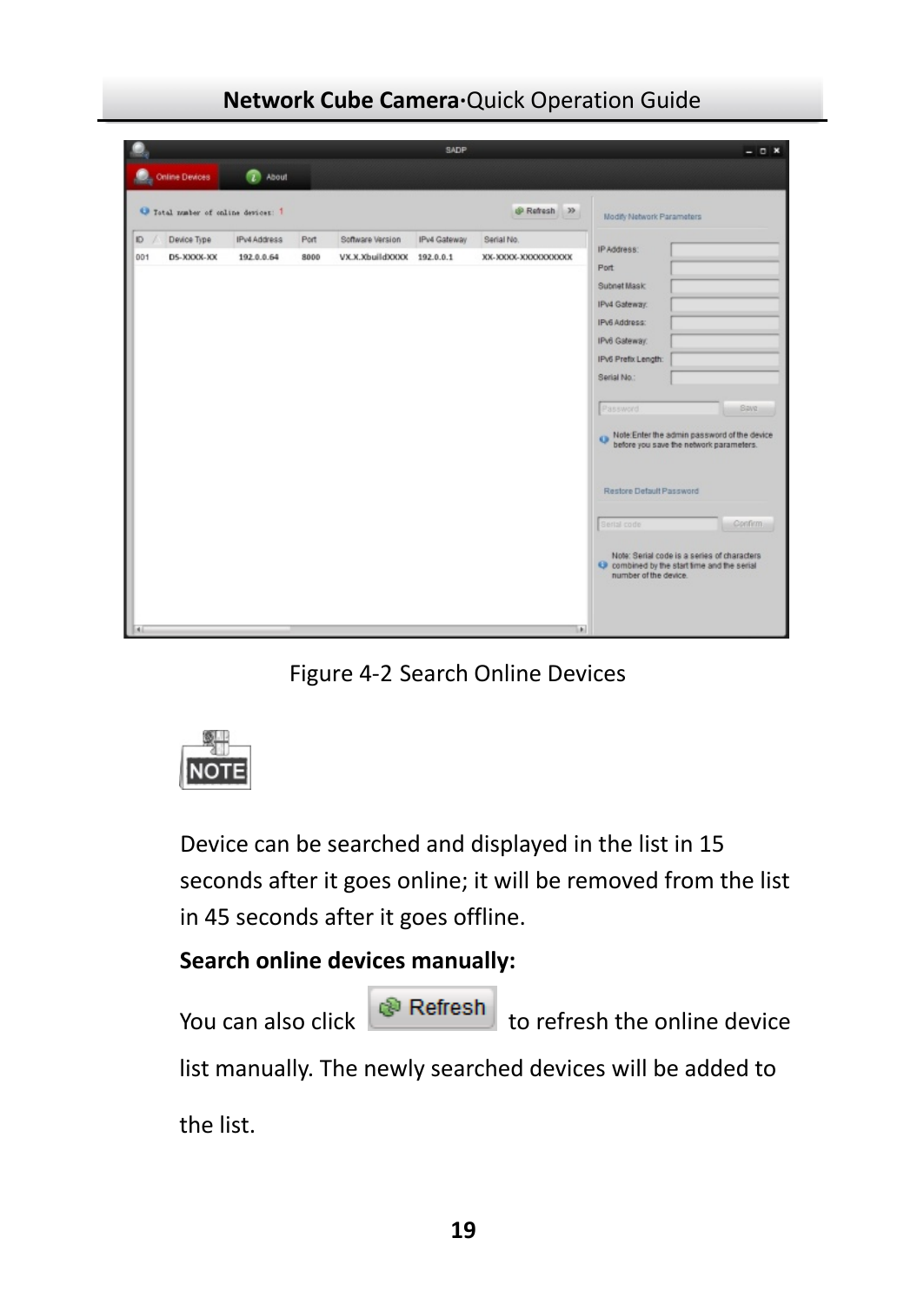Figure 4-2 Search Online Devices

NOTE

Device can be searched and displayed in the list in 15 seconds after it goes online; it will be removed from the list in 45 seconds after it goes offline.

**Search online devices manually:**

You can also click Refresh to refresh the online device list manually. The newly searched devices will be added to the list.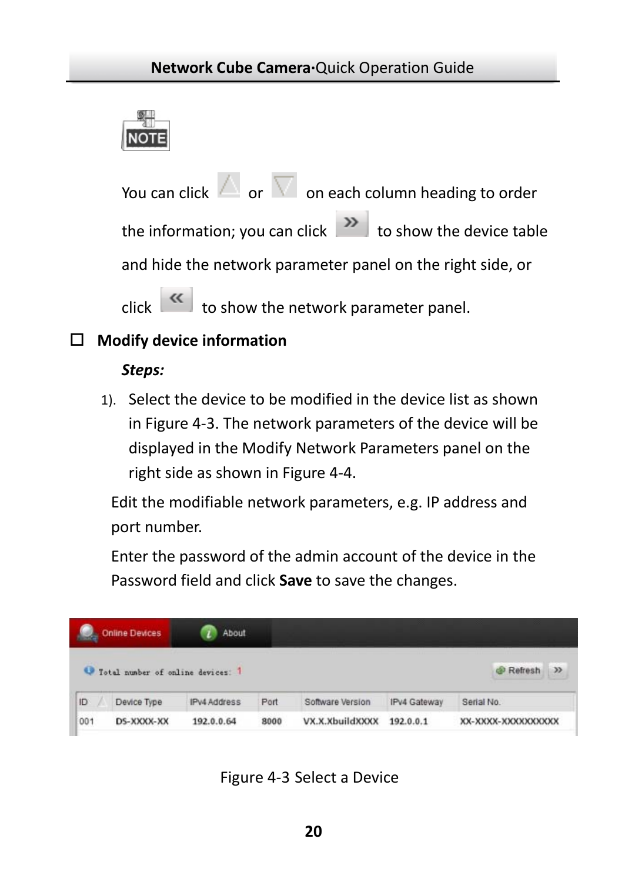**NOTE**

You can click △ or ▽ on each column heading to order the information; you can click » to show the device table and hide the network parameter panel on the right side, or click « to show the network parameter panel.

## ☐ Modify device information

***Steps:***

1). Select the device to be modified in the device list as shown in Figure 4-3. The network parameters of the device will be displayed in the Modify Network Parameters panel on the right side as shown in Figure 4-4.

Edit the modifiable network parameters, e.g. IP address and port number.

Enter the password of the admin account of the device in the Password field and click **Save** to save the changes.

Online Devices | About

Total number of online devices: 1 — Refresh »

| ID | Device Type | IPv4 Address | Port | Software Version | IPv4 Gateway | Serial No. |
|---|---|---|---|---|---|---|
| 001 | DS-XXXX-XX | 192.0.0.64 | 8000 | VX.X.XbuildXXXX | 192.0.0.1 | XX-XXXX-XXXXXXXXXX |

Figure 4-3 Select a Device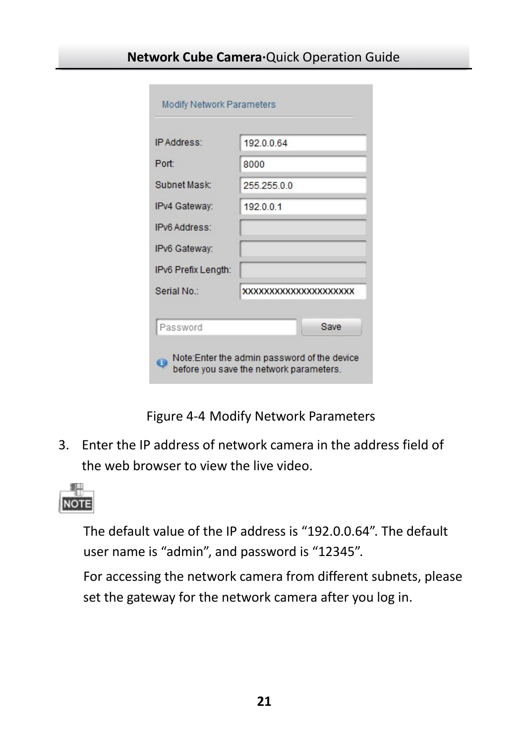Figure 4-4 Modify Network Parameters

3. Enter the IP address of network camera in the address field of the web browser to view the live video.

NOTE

The default value of the IP address is “192.0.0.64”. The default user name is “admin”, and password is “12345”.

For accessing the network camera from different subnets, please set the gateway for the network camera after you log in.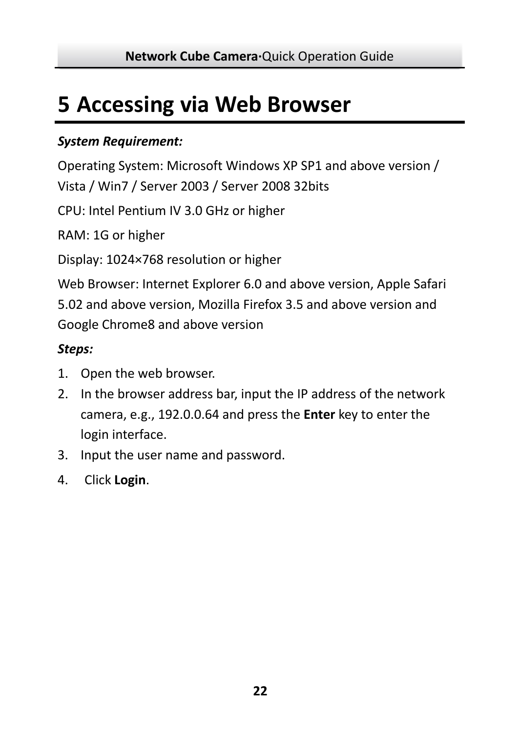# 5 Accessing via Web Browser

***System Requirement:***

Operating System: Microsoft Windows XP SP1 and above version / Vista / Win7 / Server 2003 / Server 2008 32bits

CPU: Intel Pentium IV 3.0 GHz or higher

RAM: 1G or higher

Display: 1024×768 resolution or higher

Web Browser: Internet Explorer 6.0 and above version, Apple Safari 5.02 and above version, Mozilla Firefox 3.5 and above version and Google Chrome8 and above version

***Steps:***

1. Open the web browser.
2. In the browser address bar, input the IP address of the network camera, e.g., 192.0.0.64 and press the **Enter** key to enter the login interface.
3. Input the user name and password.
4. Click **Login**.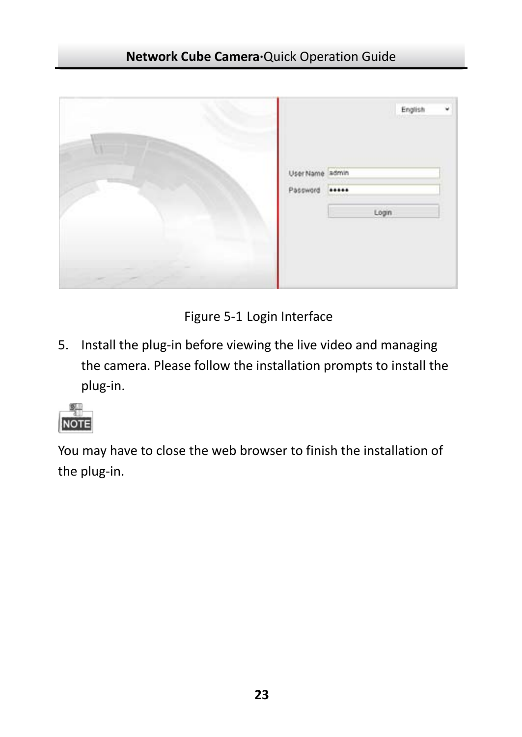Figure 5-1 Login Interface

5. Install the plug-in before viewing the live video and managing the camera. Please follow the installation prompts to install the plug-in.

**NOTE**

You may have to close the web browser to finish the installation of the plug-in.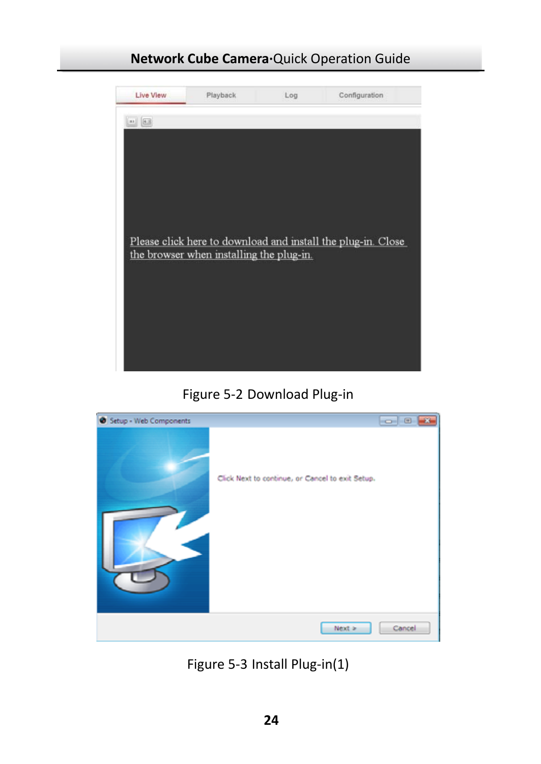Figure 5-2 Download Plug-in

Figure 5-3 Install Plug-in(1)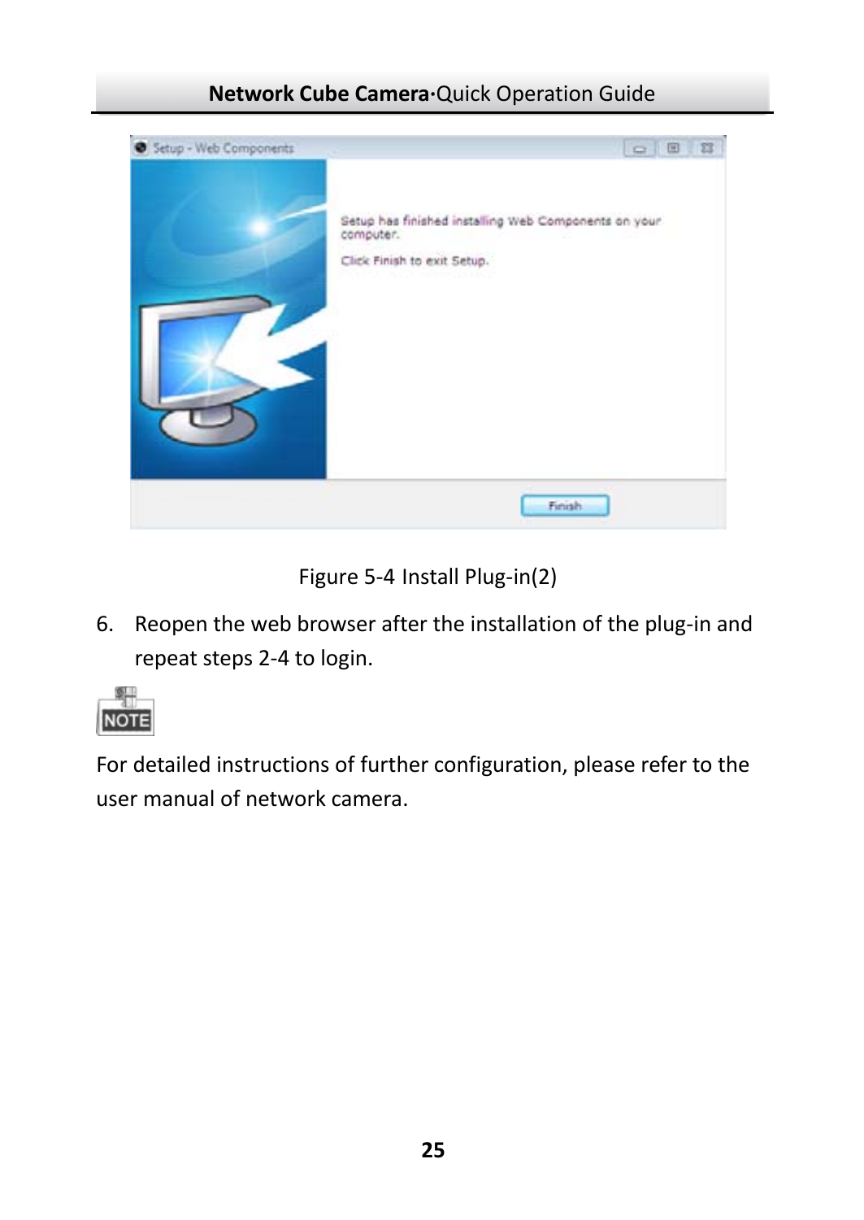Figure 5-4 Install Plug-in(2)

6. Reopen the web browser after the installation of the plug-in and repeat steps 2-4 to login.

**NOTE**

For detailed instructions of further configuration, please refer to the user manual of network camera.